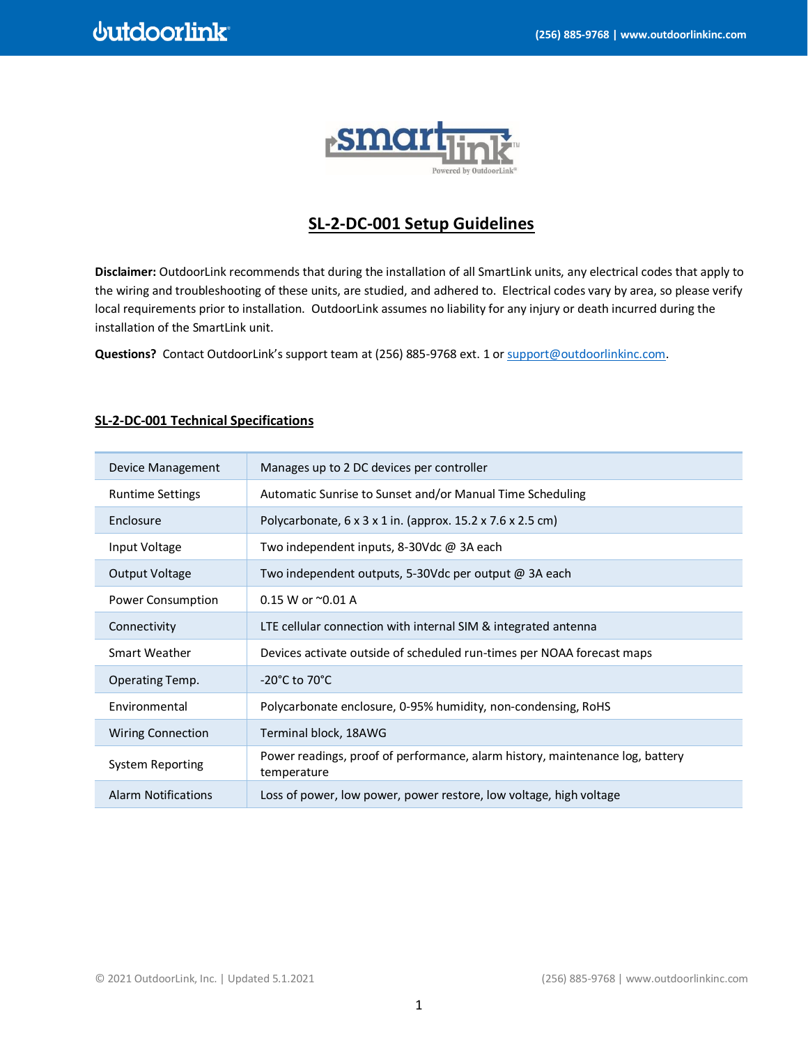# SL-2-DC-001 Setup Guidelines

**Disclaimer:** OutdoorLink recommends that during the installation of all SmartLink units, any electrical codes that apply to the wiring and troubleshooting of these units, are studied, and adhered to. Electrical codes vary by area, so please verify local requirements prior to installation. OutdoorLink assumes no liability for any injury or death incurred during the installation of the SmartLink unit.

**Questions?** Contact OutdoorLink's support team at (256) 885-9768 ext. 1 or support@outdoorlinkinc.com.

## SL-2-DC-001 Technical Specifications

| | |
|---|---|
| Device Management | Manages up to 2 DC devices per controller |
| Runtime Settings | Automatic Sunrise to Sunset and/or Manual Time Scheduling |
| Enclosure | Polycarbonate, 6 x 3 x 1 in. (approx. 15.2 x 7.6 x 2.5 cm) |
| Input Voltage | Two independent inputs, 8-30Vdc @ 3A each |
| Output Voltage | Two independent outputs, 5-30Vdc per output @ 3A each |
| Power Consumption | 0.15 W or ~0.01 A |
| Connectivity | LTE cellular connection with internal SIM & integrated antenna |
| Smart Weather | Devices activate outside of scheduled run-times per NOAA forecast maps |
| Operating Temp. | -20°C to 70°C |
| Environmental | Polycarbonate enclosure, 0-95% humidity, non-condensing, RoHS |
| Wiring Connection | Terminal block, 18AWG |
| System Reporting | Power readings, proof of performance, alarm history, maintenance log, battery temperature |
| Alarm Notifications | Loss of power, low power, power restore, low voltage, high voltage |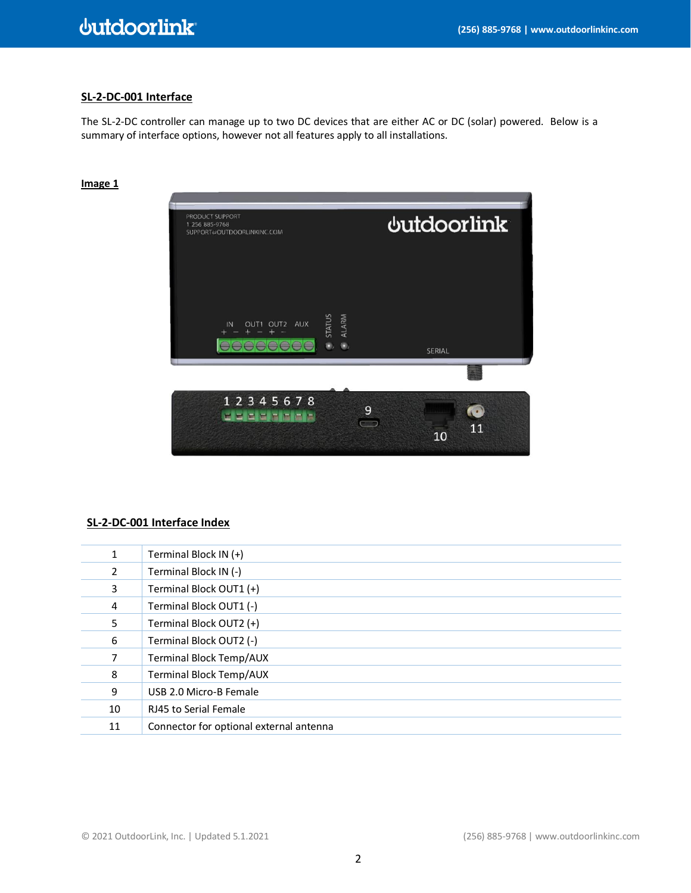## SL-2-DC-001 Interface

The SL-2-DC controller can manage up to two DC devices that are either AC or DC (solar) powered. Below is a summary of interface options, however not all features apply to all installations.

**Image 1**

## SL-2-DC-001 Interface Index

| | |
|---|---|
| 1 | Terminal Block IN (+) |
| 2 | Terminal Block IN (-) |
| 3 | Terminal Block OUT1 (+) |
| 4 | Terminal Block OUT1 (-) |
| 5 | Terminal Block OUT2 (+) |
| 6 | Terminal Block OUT2 (-) |
| 7 | Terminal Block Temp/AUX |
| 8 | Terminal Block Temp/AUX |
| 9 | USB 2.0 Micro-B Female |
| 10 | RJ45 to Serial Female |
| 11 | Connector for optional external antenna |

© 2021 OutdoorLink, Inc. | Updated 5.1.2021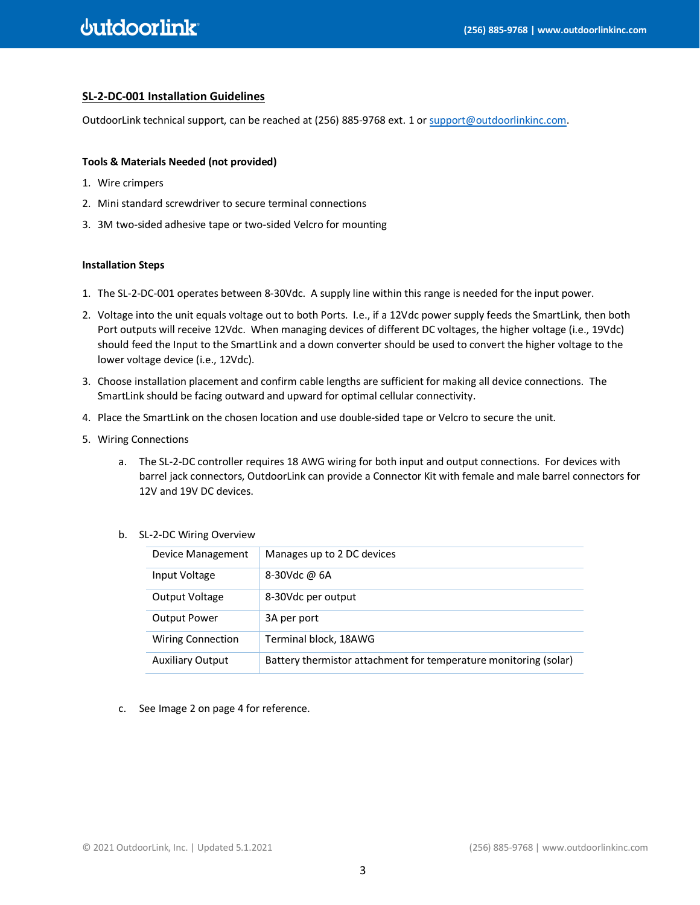## SL-2-DC-001 Installation Guidelines

OutdoorLink technical support, can be reached at (256) 885-9768 ext. 1 or support@outdoorlinkinc.com.

**Tools & Materials Needed (not provided)**

1. Wire crimpers
2. Mini standard screwdriver to secure terminal connections
3. 3M two-sided adhesive tape or two-sided Velcro for mounting

**Installation Steps**

1. The SL-2-DC-001 operates between 8-30Vdc. A supply line within this range is needed for the input power.
2. Voltage into the unit equals voltage out to both Ports. I.e., if a 12Vdc power supply feeds the SmartLink, then both Port outputs will receive 12Vdc. When managing devices of different DC voltages, the higher voltage (i.e., 19Vdc) should feed the Input to the SmartLink and a down converter should be used to convert the higher voltage to the lower voltage device (i.e., 12Vdc).
3. Choose installation placement and confirm cable lengths are sufficient for making all device connections. The SmartLink should be facing outward and upward for optimal cellular connectivity.
4. Place the SmartLink on the chosen location and use double-sided tape or Velcro to secure the unit.
5. Wiring Connections
    a. The SL-2-DC controller requires 18 AWG wiring for both input and output connections. For devices with barrel jack connectors, OutdoorLink can provide a Connector Kit with female and male barrel connectors for 12V and 19V DC devices.

    b. SL-2-DC Wiring Overview

    | | |
    |---|---|
    | Device Management | Manages up to 2 DC devices |
    | Input Voltage | 8-30Vdc @ 6A |
    | Output Voltage | 8-30Vdc per output |
    | Output Power | 3A per port |
    | Wiring Connection | Terminal block, 18AWG |
    | Auxiliary Output | Battery thermistor attachment for temperature monitoring (solar) |

    c. See Image 2 on page 4 for reference.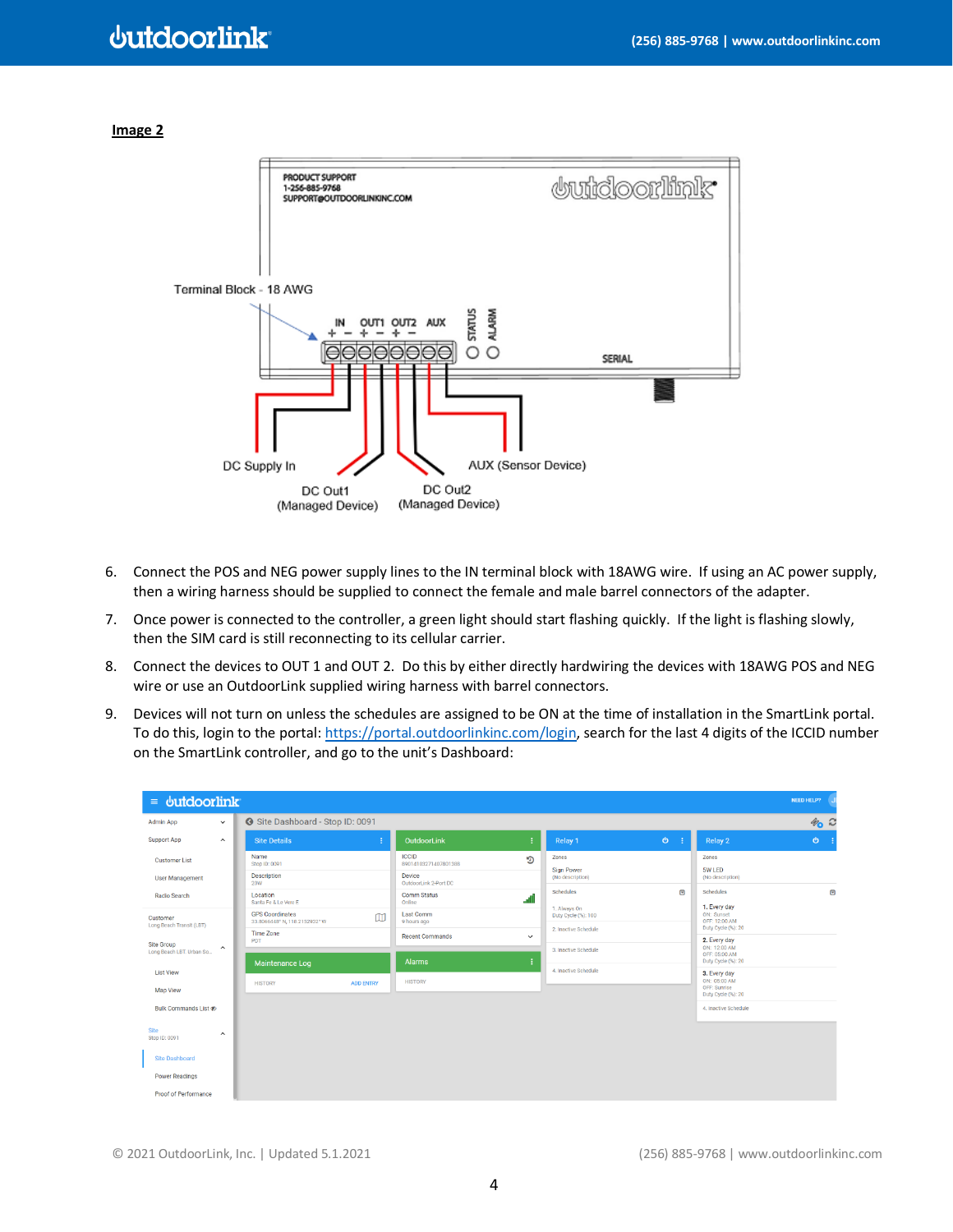**Image 2**

6. Connect the POS and NEG power supply lines to the IN terminal block with 18AWG wire. If using an AC power supply, then a wiring harness should be supplied to connect the female and male barrel connectors of the adapter.
7. Once power is connected to the controller, a green light should start flashing quickly. If the light is flashing slowly, then the SIM card is still reconnecting to its cellular carrier.
8. Connect the devices to OUT 1 and OUT 2. Do this by either directly hardwiring the devices with 18AWG POS and NEG wire or use an OutdoorLink supplied wiring harness with barrel connectors.
9. Devices will not turn on unless the schedules are assigned to be ON at the time of installation in the SmartLink portal. To do this, login to the portal: [https://portal.outdoorlinkinc.com/login](https://portal.outdoorlinkinc.com/login), search for the last 4 digits of the ICCID number on the SmartLink controller, and go to the unit's Dashboard:

© 2021 OutdoorLink, Inc. | Updated 5.1.2021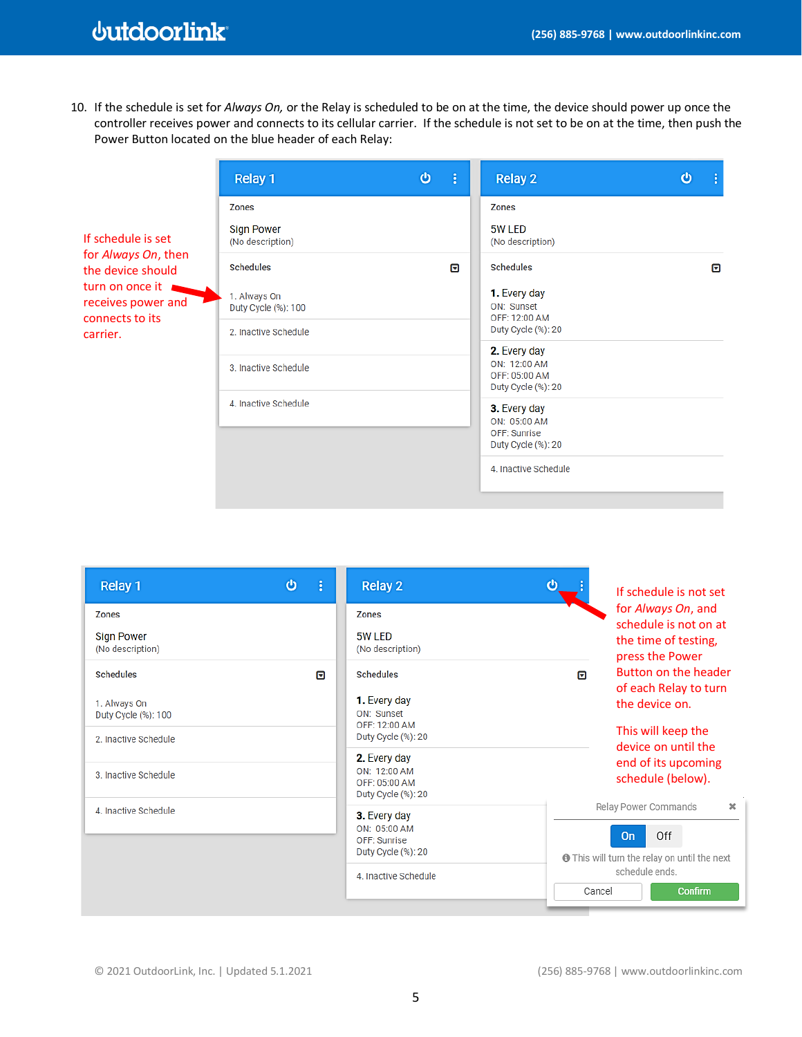10. If the schedule is set for *Always On,* or the Relay is scheduled to be on at the time, the device should power up once the controller receives power and connects to its cellular carrier. If the schedule is not set to be on at the time, then push the Power Button located on the blue header of each Relay:

If schedule is set for *Always On*, then the device should turn on once it receives power and connects to its carrier.

**Relay 1**

Zones

Sign Power
(No description)

Schedules

1. Always On
Duty Cycle (%): 100

2. Inactive Schedule

3. Inactive Schedule

4. Inactive Schedule

**Relay 2**

Zones

5W LED
(No description)

Schedules

**1.** Every day
ON: Sunset
OFF: 12:00 AM
Duty Cycle (%): 20

**2.** Every day
ON: 12:00 AM
OFF: 05:00 AM
Duty Cycle (%): 20

**3.** Every day
ON: 05:00 AM
OFF: Sunrise
Duty Cycle (%): 20

4. Inactive Schedule

If schedule is not set for *Always On*, and schedule is not on at the time of testing, press the Power Button on the header of each Relay to turn the device on.

This will keep the device on until the end of its upcoming schedule (below).

Relay Power Commands

On | Off

This will turn the relay on until the next schedule ends.

Cancel | Confirm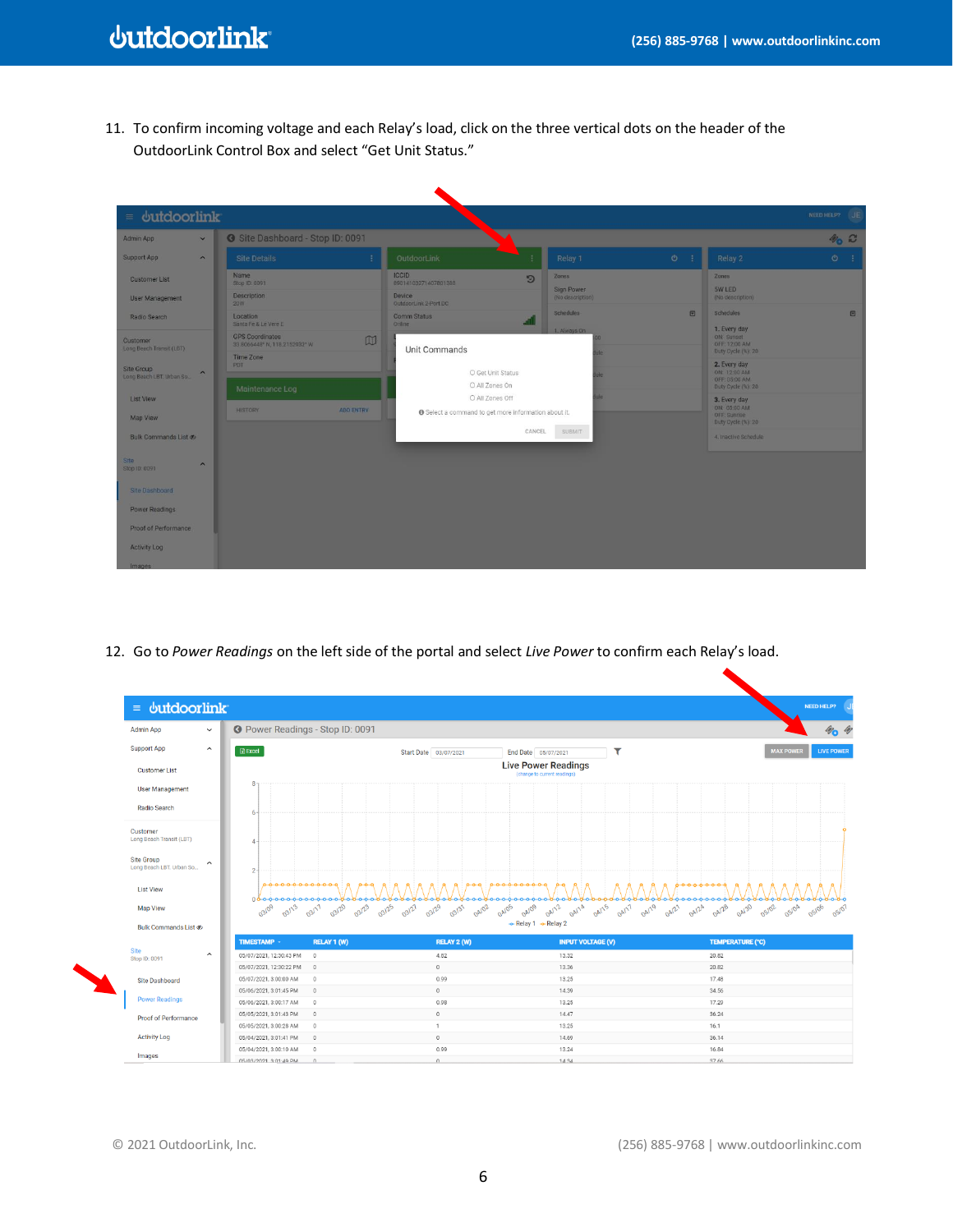11. To confirm incoming voltage and each Relay's load, click on the three vertical dots on the header of the OutdoorLink Control Box and select "Get Unit Status."

12. Go to *Power Readings* on the left side of the portal and select *Live Power* to confirm each Relay's load.